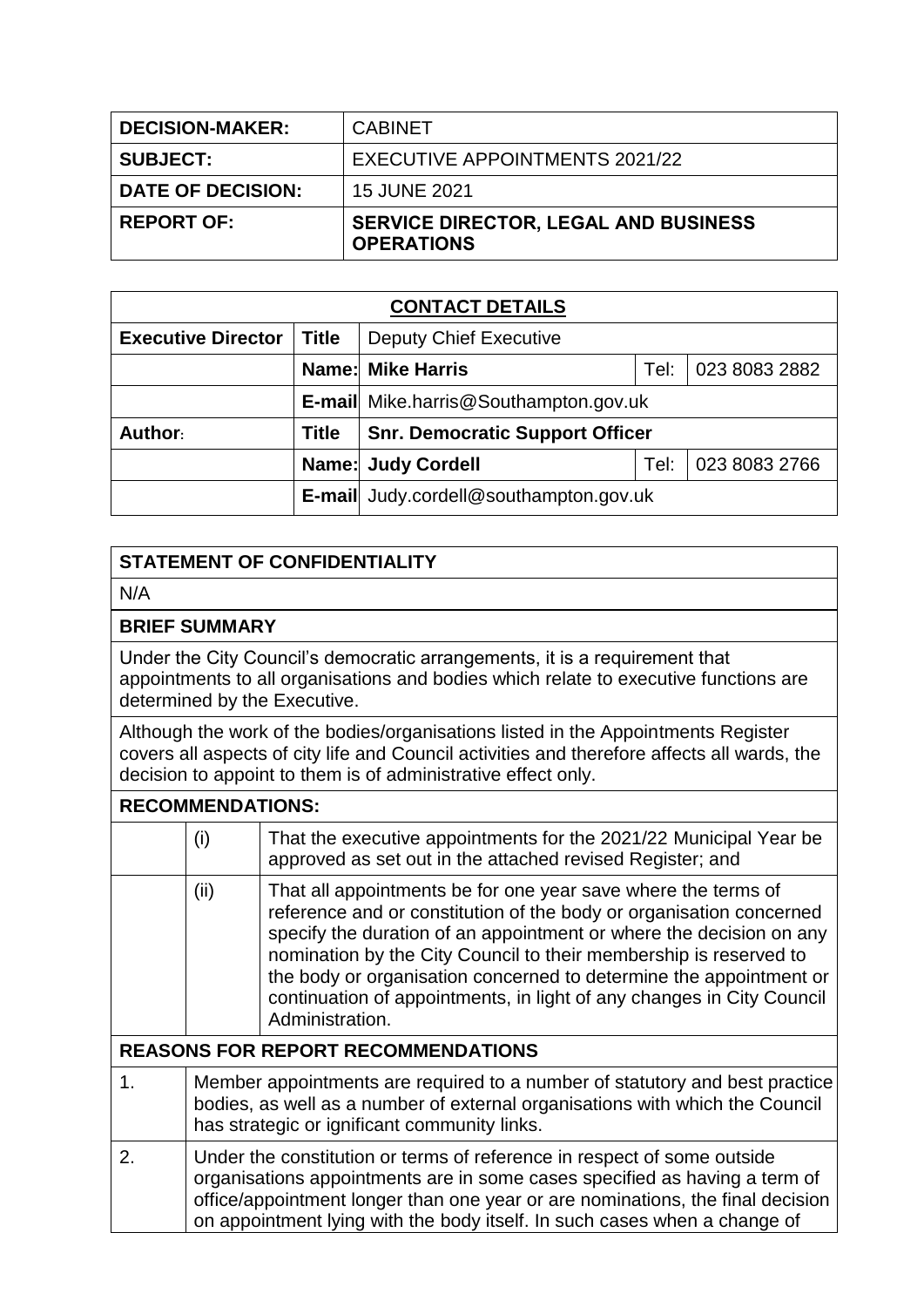| | |
|---|---|
| **DECISION-MAKER:** | CABINET |
| **SUBJECT:** | EXECUTIVE APPOINTMENTS 2021/22 |
| **DATE OF DECISION:** | 15 JUNE 2021 |
| **REPORT OF:** | **SERVICE DIRECTOR, LEGAL AND BUSINESS OPERATIONS** |

| **CONTACT DETAILS** | | | | |
|---|---|---|---|---|
| **Executive Director** | **Title** | Deputy Chief Executive | | |
| | **Name:** | **Mike Harris** | Tel: | 023 8083 2882 |
| | **E-mail** | Mike.harris@Southampton.gov.uk | | |
| **Author:** | **Title** | **Snr. Democratic Support Officer** | | |
| | **Name:** | **Judy Cordell** | Tel: | 023 8083 2766 |
| | **E-mail** | Judy.cordell@southampton.gov.uk | | |

## STATEMENT OF CONFIDENTIALITY

N/A

## BRIEF SUMMARY

Under the City Council's democratic arrangements, it is a requirement that appointments to all organisations and bodies which relate to executive functions are determined by the Executive.

Although the work of the bodies/organisations listed in the Appointments Register covers all aspects of city life and Council activities and therefore affects all wards, the decision to appoint to them is of administrative effect only.

## RECOMMENDATIONS:

| | | |
|---|---|---|
| | (i) | That the executive appointments for the 2021/22 Municipal Year be approved as set out in the attached revised Register; and |
| | (ii) | That all appointments be for one year save where the terms of reference and or constitution of the body or organisation concerned specify the duration of an appointment or where the decision on any nomination by the City Council to their membership is reserved to the body or organisation concerned to determine the appointment or continuation of appointments, in light of any changes in City Council Administration. |

## REASONS FOR REPORT RECOMMENDATIONS

| | |
|---|---|
| 1. | Member appointments are required to a number of statutory and best practice bodies, as well as a number of external organisations with which the Council has strategic or ignificant community links. |
| 2. | Under the constitution or terms of reference in respect of some outside organisations appointments are in some cases specified as having a term of office/appointment longer than one year or are nominations, the final decision on appointment lying with the body itself. In such cases when a change of |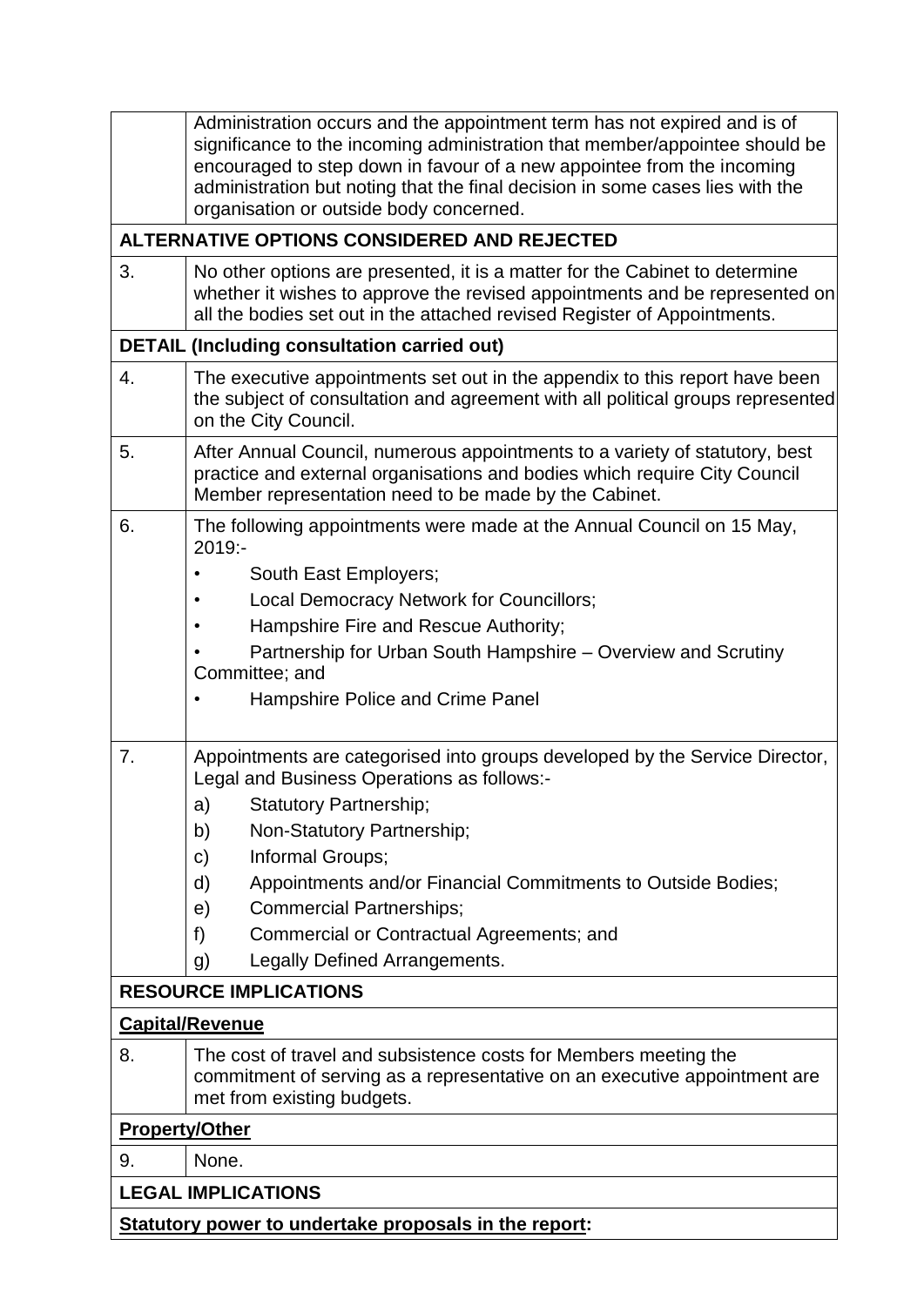|  |  |
|---|---|
|  | Administration occurs and the appointment term has not expired and is of significance to the incoming administration that member/appointee should be encouraged to step down in favour of a new appointee from the incoming administration but noting that the final decision in some cases lies with the organisation or outside body concerned. |
| **ALTERNATIVE OPTIONS CONSIDERED AND REJECTED** | |
| 3. | No other options are presented, it is a matter for the Cabinet to determine whether it wishes to approve the revised appointments and be represented on all the bodies set out in the attached revised Register of Appointments. |
| **DETAIL (Including consultation carried out)** | |
| 4. | The executive appointments set out in the appendix to this report have been the subject of consultation and agreement with all political groups represented on the City Council. |
| 5. | After Annual Council, numerous appointments to a variety of statutory, best practice and external organisations and bodies which require City Council Member representation need to be made by the Cabinet. |
| 6. | The following appointments were made at the Annual Council on 15 May, 2019:-<br>• South East Employers;<br>• Local Democracy Network for Councillors;<br>• Hampshire Fire and Rescue Authority;<br>• Partnership for Urban South Hampshire – Overview and Scrutiny Committee; and<br>• Hampshire Police and Crime Panel |
| 7. | Appointments are categorised into groups developed by the Service Director, Legal and Business Operations as follows:-<br>a) Statutory Partnership;<br>b) Non-Statutory Partnership;<br>c) Informal Groups;<br>d) Appointments and/or Financial Commitments to Outside Bodies;<br>e) Commercial Partnerships;<br>f) Commercial or Contractual Agreements; and<br>g) Legally Defined Arrangements. |
| **RESOURCE IMPLICATIONS** | |
| **<u>Capital/Revenue</u>** | |
| 8. | The cost of travel and subsistence costs for Members meeting the commitment of serving as a representative on an executive appointment are met from existing budgets. |
| **<u>Property/Other</u>** | |
| 9. | None. |
| **LEGAL IMPLICATIONS** | |
| **<u>Statutory power to undertake proposals in the report</u>:** | |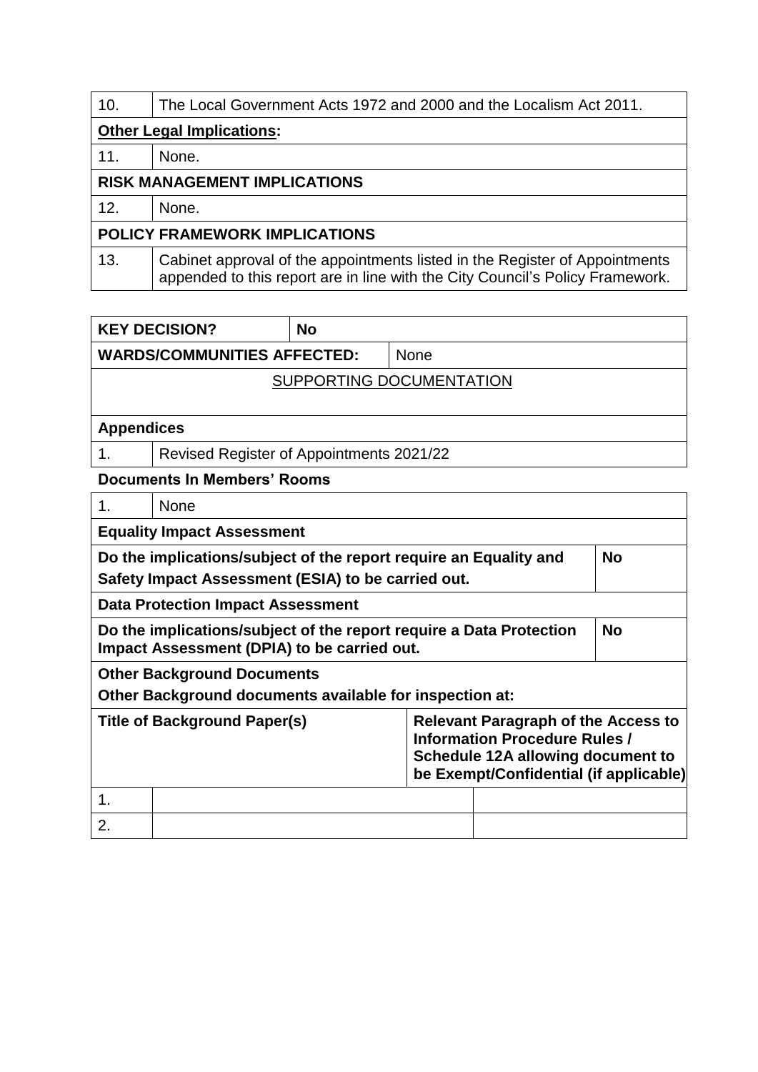| | |
|---|---|
| 10. | The Local Government Acts 1972 and 2000 and the Localism Act 2011. |
| **Other Legal Implications:** | |
| 11. | None. |
| **RISK MANAGEMENT IMPLICATIONS** | |
| 12. | None. |
| **POLICY FRAMEWORK IMPLICATIONS** | |
| 13. | Cabinet approval of the appointments listed in the Register of Appointments appended to this report are in line with the City Council's Policy Framework. |

| | | |
|---|---|---|
| **KEY DECISION?** | **No** | |
| **WARDS/COMMUNITIES AFFECTED:** | | None |

SUPPORTING DOCUMENTATION

**Appendices**

| | |
|---|---|
| 1. | Revised Register of Appointments 2021/22 |

**Documents In Members' Rooms**

| | |
|---|---|
| 1. | None |

**Equality Impact Assessment**

| | |
|---|---|
| **Do the implications/subject of the report require an Equality and Safety Impact Assessment (ESIA) to be carried out.** | **No** |

**Data Protection Impact Assessment**

| | |
|---|---|
| **Do the implications/subject of the report require a Data Protection Impact Assessment (DPIA) to be carried out.** | **No** |

**Other Background Documents**

**Other Background documents available for inspection at:**

| **Title of Background Paper(s)** | | **Relevant Paragraph of the Access to Information Procedure Rules / Schedule 12A allowing document to be Exempt/Confidential (if applicable)** |
|---|---|---|
| 1. | | |
| 2. | | |